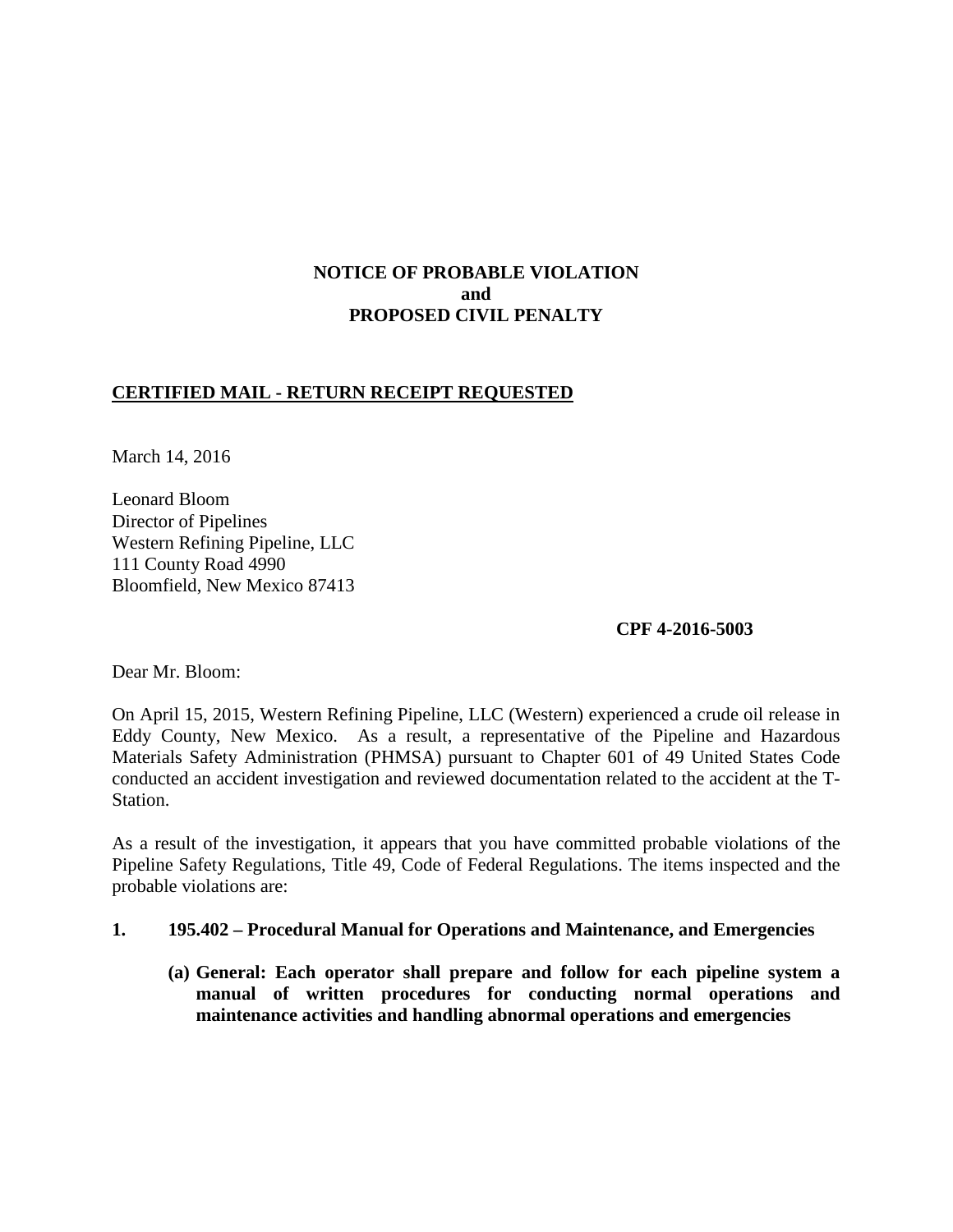**NOTICE OF PROBABLE VIOLATION**
**and**
**PROPOSED CIVIL PENALTY**

**CERTIFIED MAIL - RETURN RECEIPT REQUESTED**

March 14, 2016

Leonard Bloom
Director of Pipelines
Western Refining Pipeline, LLC
111 County Road 4990
Bloomfield, New Mexico 87413

**CPF 4-2016-5003**

Dear Mr. Bloom:

On April 15, 2015, Western Refining Pipeline, LLC (Western) experienced a crude oil release in Eddy County, New Mexico. As a result, a representative of the Pipeline and Hazardous Materials Safety Administration (PHMSA) pursuant to Chapter 601 of 49 United States Code conducted an accident investigation and reviewed documentation related to the accident at the T-Station.

As a result of the investigation, it appears that you have committed probable violations of the Pipeline Safety Regulations, Title 49, Code of Federal Regulations. The items inspected and the probable violations are:

**1. 195.402 – Procedural Manual for Operations and Maintenance, and Emergencies**

**(a) General: Each operator shall prepare and follow for each pipeline system a manual of written procedures for conducting normal operations and maintenance activities and handling abnormal operations and emergencies**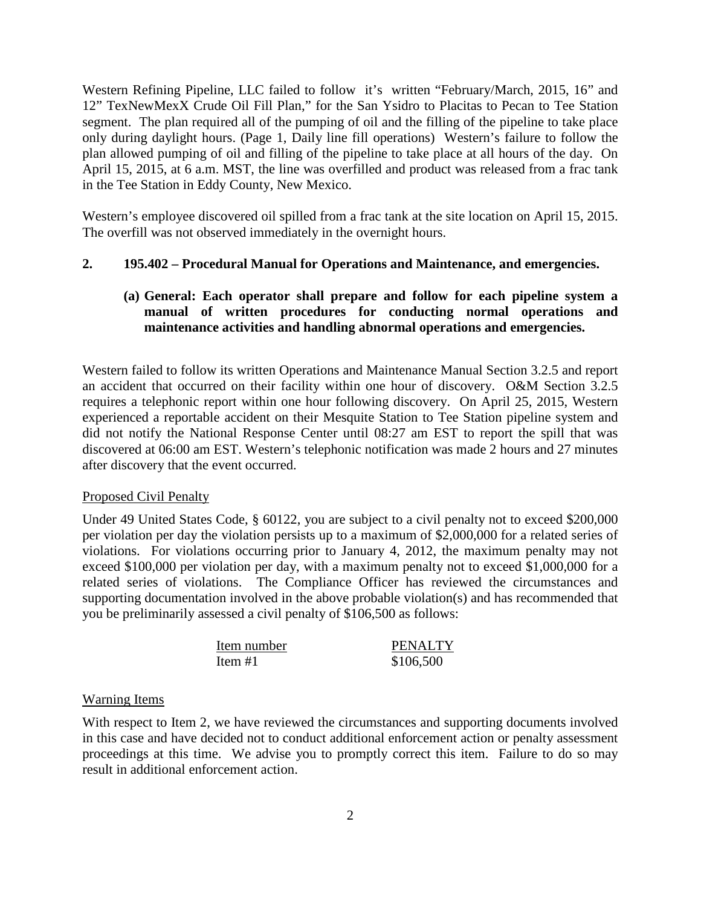Western Refining Pipeline, LLC failed to follow it's written "February/March, 2015, 16" and 12" TexNewMexX Crude Oil Fill Plan," for the San Ysidro to Placitas to Pecan to Tee Station segment. The plan required all of the pumping of oil and the filling of the pipeline to take place only during daylight hours. (Page 1, Daily line fill operations) Western's failure to follow the plan allowed pumping of oil and filling of the pipeline to take place at all hours of the day. On April 15, 2015, at 6 a.m. MST, the line was overfilled and product was released from a frac tank in the Tee Station in Eddy County, New Mexico.

Western's employee discovered oil spilled from a frac tank at the site location on April 15, 2015. The overfill was not observed immediately in the overnight hours.

**2. 195.402 – Procedural Manual for Operations and Maintenance, and emergencies.**

**(a) General: Each operator shall prepare and follow for each pipeline system a manual of written procedures for conducting normal operations and maintenance activities and handling abnormal operations and emergencies.**

Western failed to follow its written Operations and Maintenance Manual Section 3.2.5 and report an accident that occurred on their facility within one hour of discovery. O&M Section 3.2.5 requires a telephonic report within one hour following discovery. On April 25, 2015, Western experienced a reportable accident on their Mesquite Station to Tee Station pipeline system and did not notify the National Response Center until 08:27 am EST to report the spill that was discovered at 06:00 am EST. Western's telephonic notification was made 2 hours and 27 minutes after discovery that the event occurred.

Proposed Civil Penalty

Under 49 United States Code, § 60122, you are subject to a civil penalty not to exceed $200,000 per violation per day the violation persists up to a maximum of $2,000,000 for a related series of violations. For violations occurring prior to January 4, 2012, the maximum penalty may not exceed $100,000 per violation per day, with a maximum penalty not to exceed $1,000,000 for a related series of violations. The Compliance Officer has reviewed the circumstances and supporting documentation involved in the above probable violation(s) and has recommended that you be preliminarily assessed a civil penalty of $106,500 as follows:

| Item number | PENALTY |
|---|---|
| Item #1 | $106,500 |

Warning Items

With respect to Item 2, we have reviewed the circumstances and supporting documents involved in this case and have decided not to conduct additional enforcement action or penalty assessment proceedings at this time. We advise you to promptly correct this item. Failure to do so may result in additional enforcement action.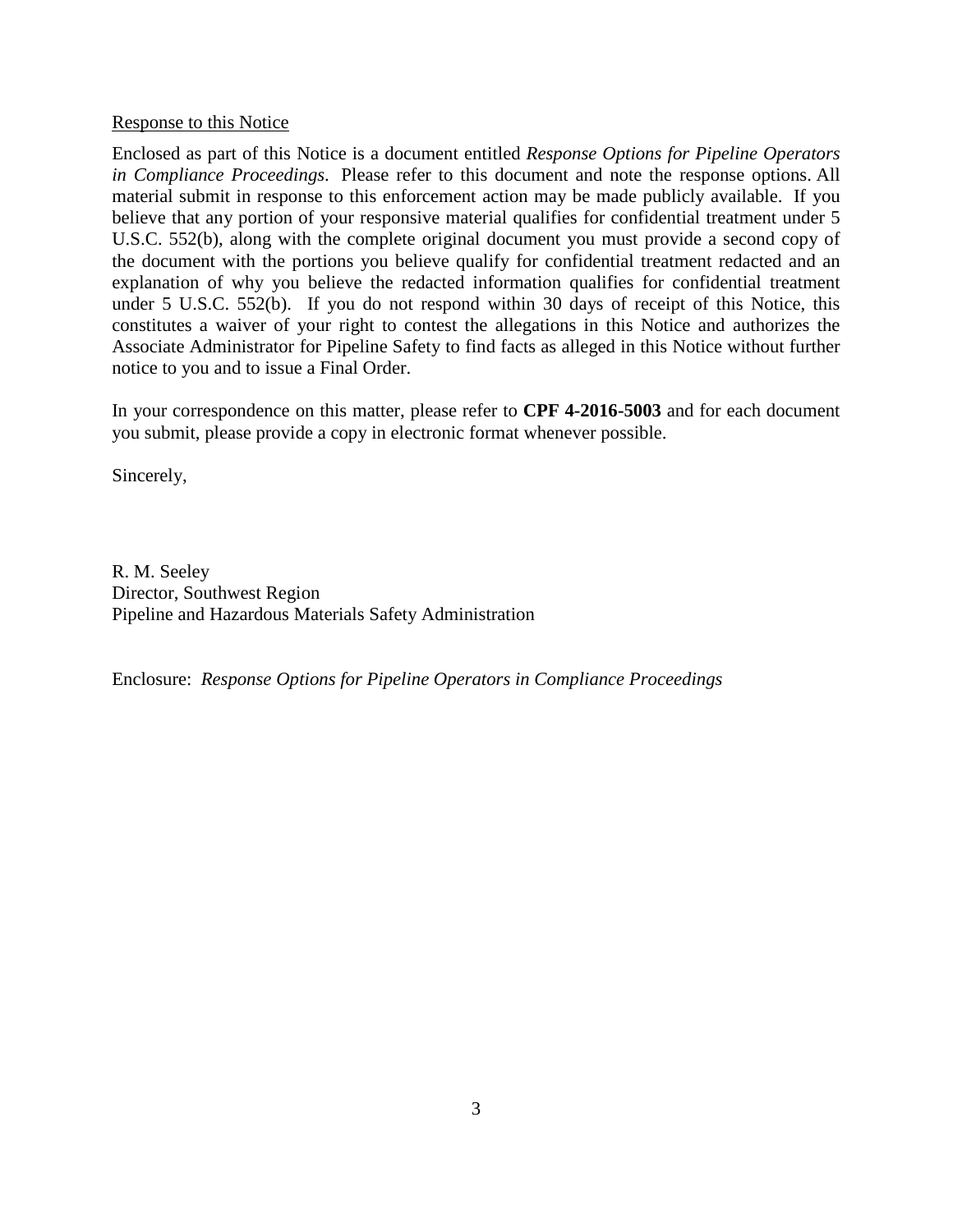Response to this Notice

Enclosed as part of this Notice is a document entitled *Response Options for Pipeline Operators in Compliance Proceedings*. Please refer to this document and note the response options. All material submit in response to this enforcement action may be made publicly available. If you believe that any portion of your responsive material qualifies for confidential treatment under 5 U.S.C. 552(b), along with the complete original document you must provide a second copy of the document with the portions you believe qualify for confidential treatment redacted and an explanation of why you believe the redacted information qualifies for confidential treatment under 5 U.S.C. 552(b). If you do not respond within 30 days of receipt of this Notice, this constitutes a waiver of your right to contest the allegations in this Notice and authorizes the Associate Administrator for Pipeline Safety to find facts as alleged in this Notice without further notice to you and to issue a Final Order.

In your correspondence on this matter, please refer to **CPF 4-2016-5003** and for each document you submit, please provide a copy in electronic format whenever possible.

Sincerely,

R. M. Seeley
Director, Southwest Region
Pipeline and Hazardous Materials Safety Administration

Enclosure: *Response Options for Pipeline Operators in Compliance Proceedings*